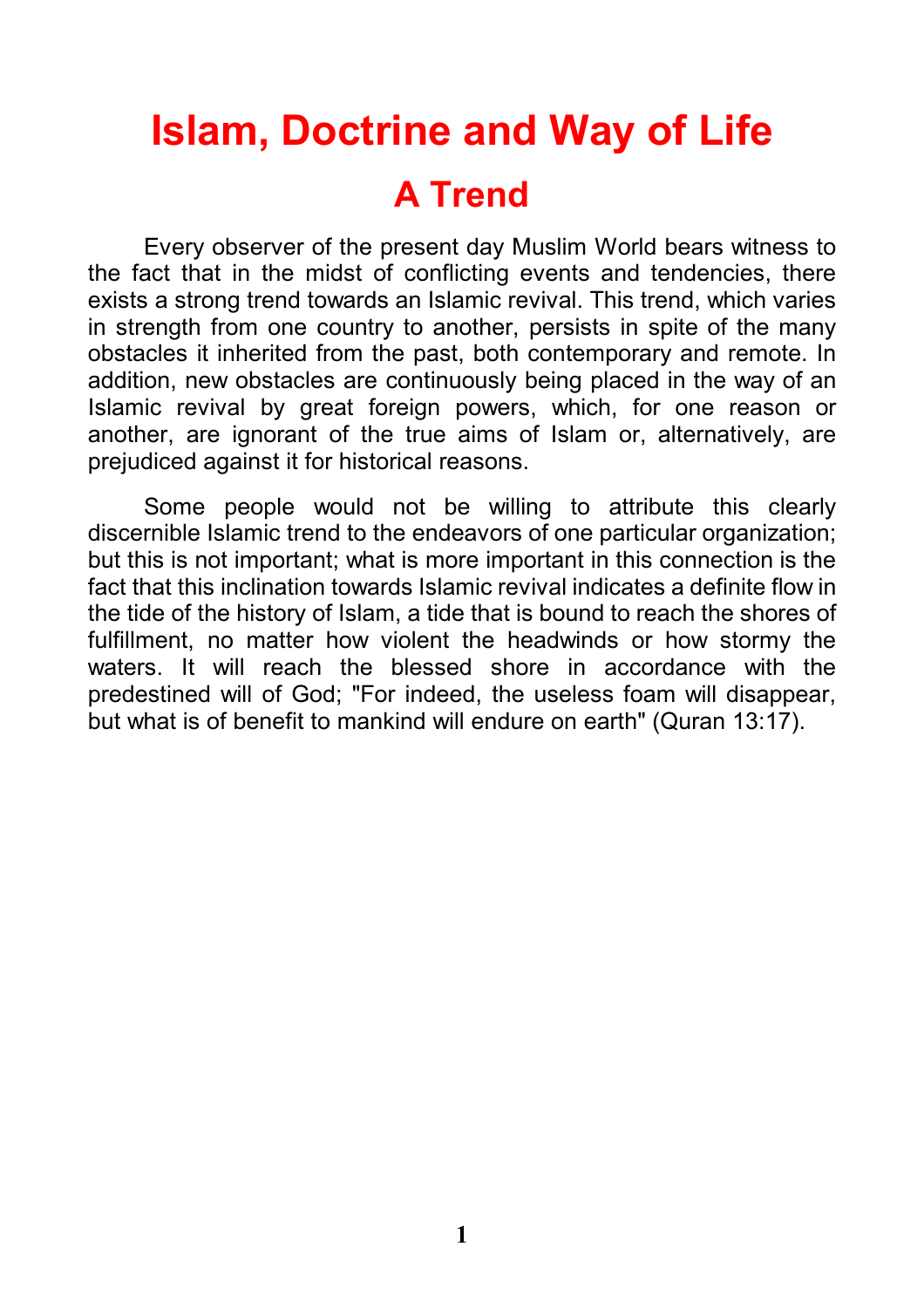# Islam, Doctrine and Way of Life

## A Trend

Every observer of the present day Muslim World bears witness to the fact that in the midst of conflicting events and tendencies, there exists a strong trend towards an Islamic revival. This trend, which varies in strength from one country to another, persists in spite of the many obstacles it inherited from the past, both contemporary and remote. In addition, new obstacles are continuously being placed in the way of an Islamic revival by great foreign powers, which, for one reason or another, are ignorant of the true aims of Islam or, alternatively, are prejudiced against it for historical reasons.

Some people would not be willing to attribute this clearly discernible Islamic trend to the endeavors of one particular organization; but this is not important; what is more important in this connection is the fact that this inclination towards Islamic revival indicates a definite flow in the tide of the history of Islam, a tide that is bound to reach the shores of fulfillment, no matter how violent the headwinds or how stormy the waters. It will reach the blessed shore in accordance with the predestined will of God; "For indeed, the useless foam will disappear, but what is of benefit to mankind will endure on earth" (Quran 13:17).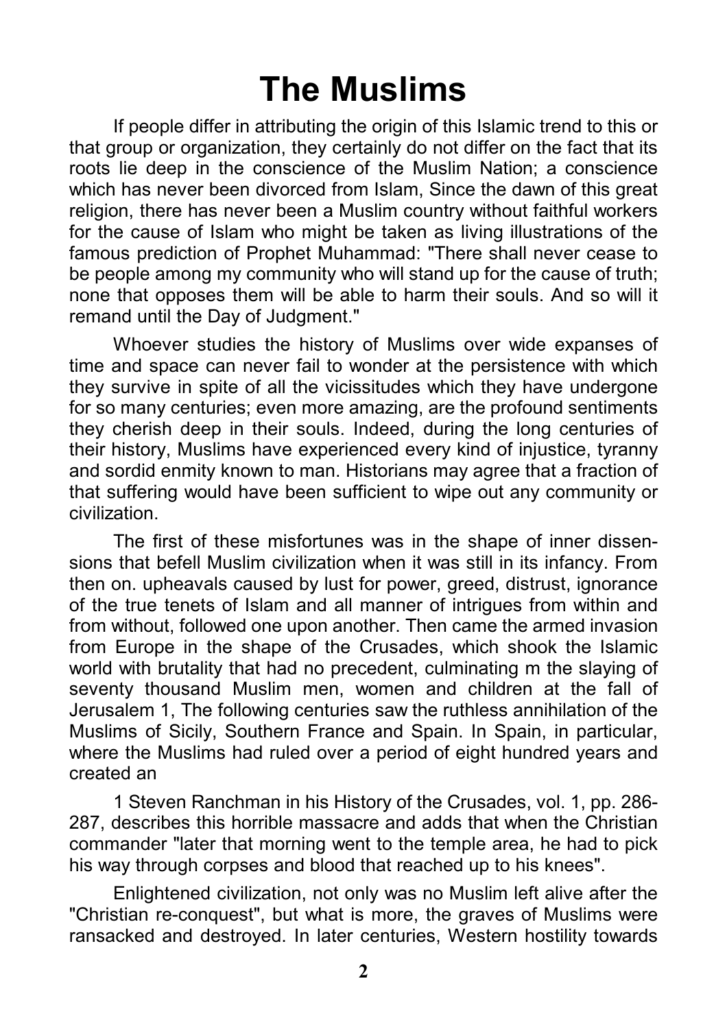# The Muslims

If people differ in attributing the origin of this Islamic trend to this or that group or organization, they certainly do not differ on the fact that its roots lie deep in the conscience of the Muslim Nation; a conscience which has never been divorced from Islam, Since the dawn of this great religion, there has never been a Muslim country without faithful workers for the cause of Islam who might be taken as living illustrations of the famous prediction of Prophet Muhammad: "There shall never cease to be people among my community who will stand up for the cause of truth; none that opposes them will be able to harm their souls. And so will it remand until the Day of Judgment."

Whoever studies the history of Muslims over wide expanses of time and space can never fail to wonder at the persistence with which they survive in spite of all the vicissitudes which they have undergone for so many centuries; even more amazing, are the profound sentiments they cherish deep in their souls. Indeed, during the long centuries of their history, Muslims have experienced every kind of injustice, tyranny and sordid enmity known to man. Historians may agree that a fraction of that suffering would have been sufficient to wipe out any community or civilization.

The first of these misfortunes was in the shape of inner dissensions that befell Muslim civilization when it was still in its infancy. From then on. upheavals caused by lust for power, greed, distrust, ignorance of the true tenets of Islam and all manner of intrigues from within and from without, followed one upon another. Then came the armed invasion from Europe in the shape of the Crusades, which shook the Islamic world with brutality that had no precedent, culminating m the slaying of seventy thousand Muslim men, women and children at the fall of Jerusalem [1], The following centuries saw the ruthless annihilation of the Muslims of Sicily, Southern France and Spain. In Spain, in particular, where the Muslims had ruled over a period of eight hundred years and created an

Enlightened civilization, not only was no Muslim left alive after the "Christian re-conquest", but what is more, the graves of Muslims were ransacked and destroyed. In later centuries, Western hostility towards

1 Steven Ranchman in his History of the Crusades, vol. 1, pp. 286-287, describes this horrible massacre and adds that when the Christian commander "later that morning went to the temple area, he had to pick his way through corpses and blood that reached up to his knees".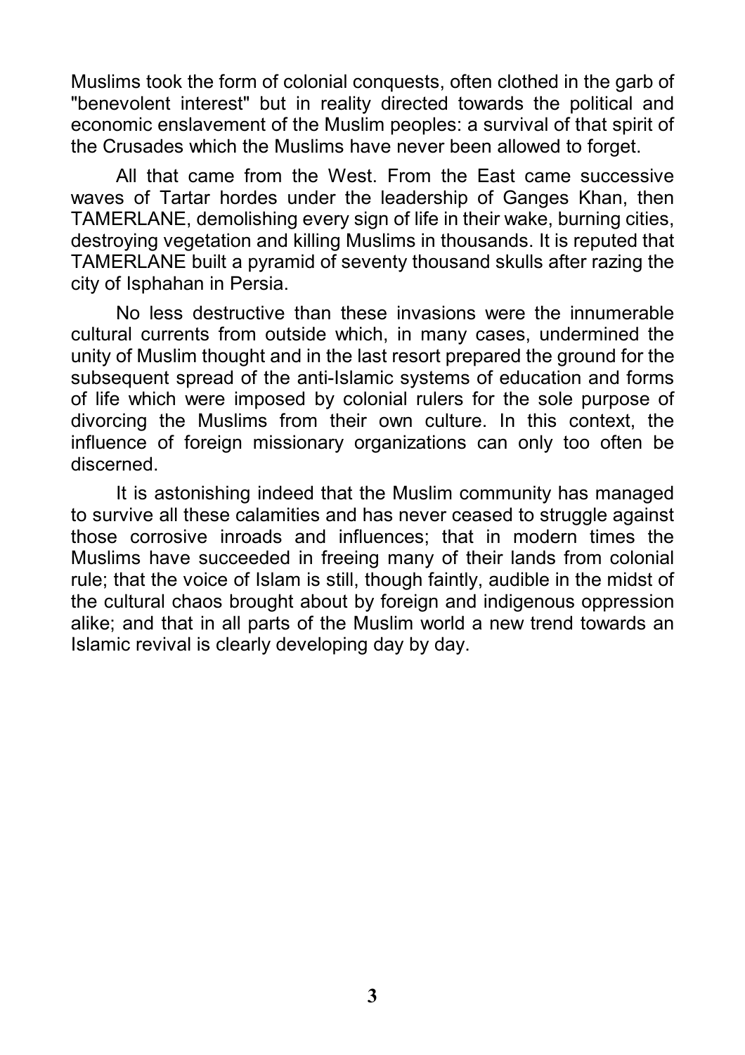Muslims took the form of colonial conquests, often clothed in the garb of "benevolent interest" but in reality directed towards the political and economic enslavement of the Muslim peoples: a survival of that spirit of the Crusades which the Muslims have never been allowed to forget.

All that came from the West. From the East came successive waves of Tartar hordes under the leadership of Ganges Khan, then TAMERLANE, demolishing every sign of life in their wake, burning cities, destroying vegetation and killing Muslims in thousands. It is reputed that TAMERLANE built a pyramid of seventy thousand skulls after razing the city of Isphahan in Persia.

No less destructive than these invasions were the innumerable cultural currents from outside which, in many cases, undermined the unity of Muslim thought and in the last resort prepared the ground for the subsequent spread of the anti-Islamic systems of education and forms of life which were imposed by colonial rulers for the sole purpose of divorcing the Muslims from their own culture. In this context, the influence of foreign missionary organizations can only too often be discerned.

It is astonishing indeed that the Muslim community has managed to survive all these calamities and has never ceased to struggle against those corrosive inroads and influences; that in modern times the Muslims have succeeded in freeing many of their lands from colonial rule; that the voice of Islam is still, though faintly, audible in the midst of the cultural chaos brought about by foreign and indigenous oppression alike; and that in all parts of the Muslim world a new trend towards an Islamic revival is clearly developing day by day.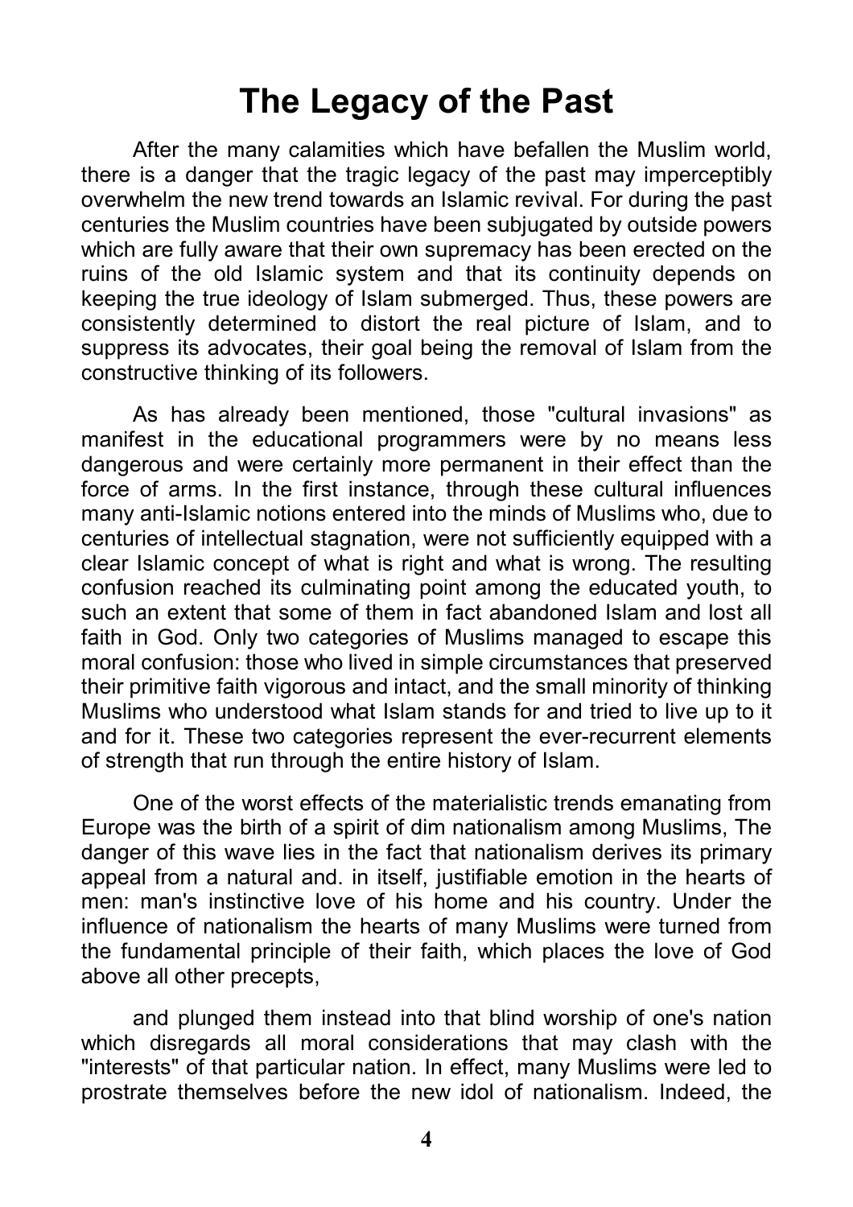# The Legacy of the Past

After the many calamities which have befallen the Muslim world, there is a danger that the tragic legacy of the past may imperceptibly overwhelm the new trend towards an Islamic revival. For during the past centuries the Muslim countries have been subjugated by outside powers which are fully aware that their own supremacy has been erected on the ruins of the old Islamic system and that its continuity depends on keeping the true ideology of Islam submerged. Thus, these powers are consistently determined to distort the real picture of Islam, and to suppress its advocates, their goal being the removal of Islam from the constructive thinking of its followers.

As has already been mentioned, those "cultural invasions" as manifest in the educational programmers were by no means less dangerous and were certainly more permanent in their effect than the force of arms. In the first instance, through these cultural influences many anti-Islamic notions entered into the minds of Muslims who, due to centuries of intellectual stagnation, were not sufficiently equipped with a clear Islamic concept of what is right and what is wrong. The resulting confusion reached its culminating point among the educated youth, to such an extent that some of them in fact abandoned Islam and lost all faith in God. Only two categories of Muslims managed to escape this moral confusion: those who lived in simple circumstances that preserved their primitive faith vigorous and intact, and the small minority of thinking Muslims who understood what Islam stands for and tried to live up to it and for it. These two categories represent the ever-recurrent elements of strength that run through the entire history of Islam.

One of the worst effects of the materialistic trends emanating from Europe was the birth of a spirit of dim nationalism among Muslims, The danger of this wave lies in the fact that nationalism derives its primary appeal from a natural and. in itself, justifiable emotion in the hearts of men: man's instinctive love of his home and his country. Under the influence of nationalism the hearts of many Muslims were turned from the fundamental principle of their faith, which places the love of God above all other precepts,

and plunged them instead into that blind worship of one's nation which disregards all moral considerations that may clash with the "interests" of that particular nation. In effect, many Muslims were led to prostrate themselves before the new idol of nationalism. Indeed, the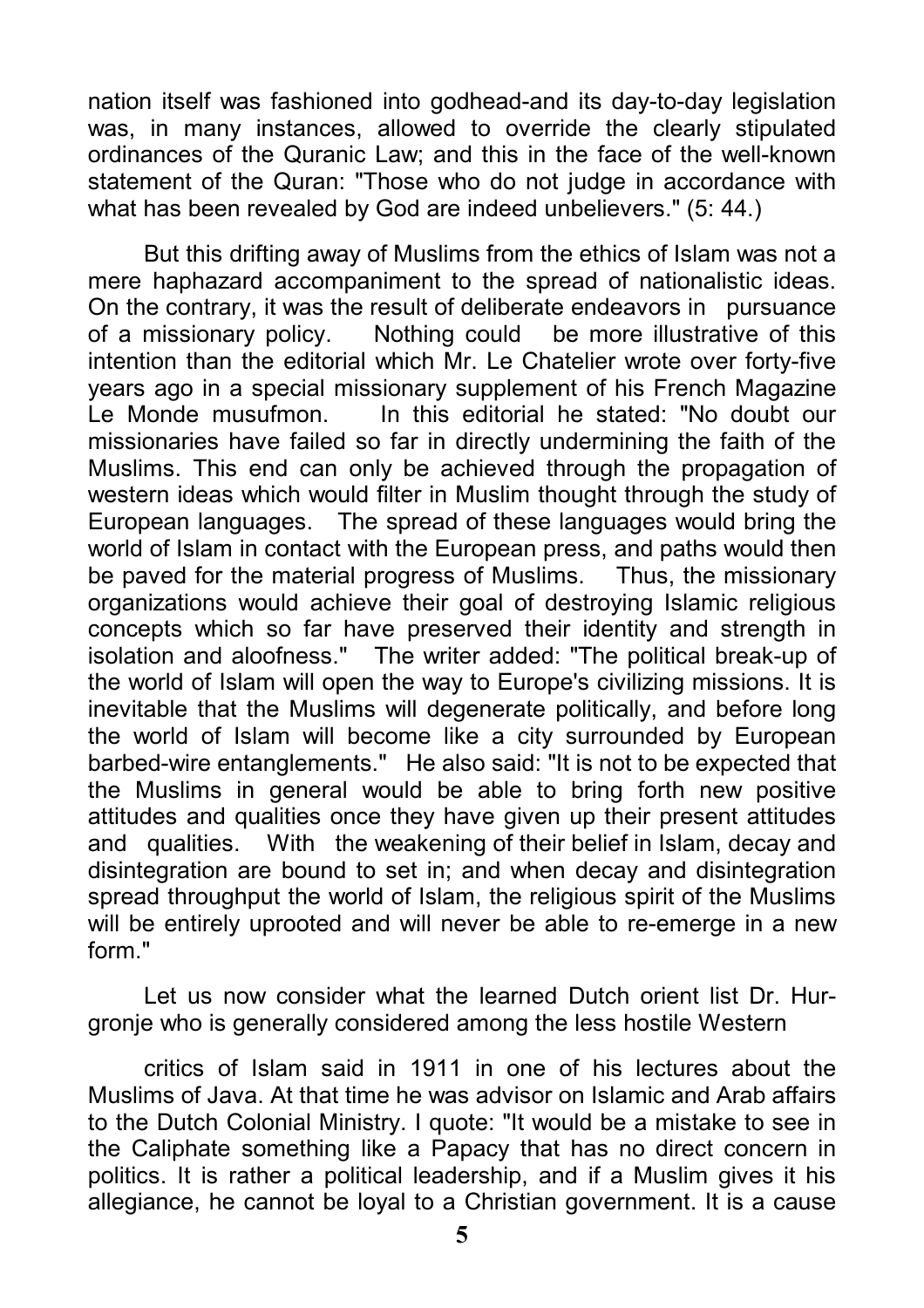nation itself was fashioned into godhead-and its day-to-day legislation was, in many instances, allowed to override the clearly stipulated ordinances of the Quranic Law; and this in the face of the well-known statement of the Quran: "Those who do not judge in accordance with what has been revealed by God are indeed unbelievers." (5: 44.)

But this drifting away of Muslims from the ethics of Islam was not a mere haphazard accompaniment to the spread of nationalistic ideas. On the contrary, it was the result of deliberate endeavors in pursuance of a missionary policy. Nothing could be more illustrative of this intention than the editorial which Mr. Le Chatelier wrote over forty-five years ago in a special missionary supplement of his French Magazine Le Monde musufmon. In this editorial he stated: "No doubt our missionaries have failed so far in directly undermining the faith of the Muslims. This end can only be achieved through the propagation of western ideas which would filter in Muslim thought through the study of European languages. The spread of these languages would bring the world of Islam in contact with the European press, and paths would then be paved for the material progress of Muslims. Thus, the missionary organizations would achieve their goal of destroying Islamic religious concepts which so far have preserved their identity and strength in isolation and aloofness." The writer added: "The political break-up of the world of Islam will open the way to Europe's civilizing missions. It is inevitable that the Muslims will degenerate politically, and before long the world of Islam will become like a city surrounded by European barbed-wire entanglements." He also said: "It is not to be expected that the Muslims in general would be able to bring forth new positive attitudes and qualities once they have given up their present attitudes and qualities. With the weakening of their belief in Islam, decay and disintegration are bound to set in; and when decay and disintegration spread throughput the world of Islam, the religious spirit of the Muslims will be entirely uprooted and will never be able to re-emerge in a new form."

Let us now consider what the learned Dutch orient list Dr. Hurgronje who is generally considered among the less hostile Western critics of Islam said in 1911 in one of his lectures about the Muslims of Java. At that time he was advisor on Islamic and Arab affairs to the Dutch Colonial Ministry. I quote: "It would be a mistake to see in the Caliphate something like a Papacy that has no direct concern in politics. It is rather a political leadership, and if a Muslim gives it his allegiance, he cannot be loyal to a Christian government. It is a cause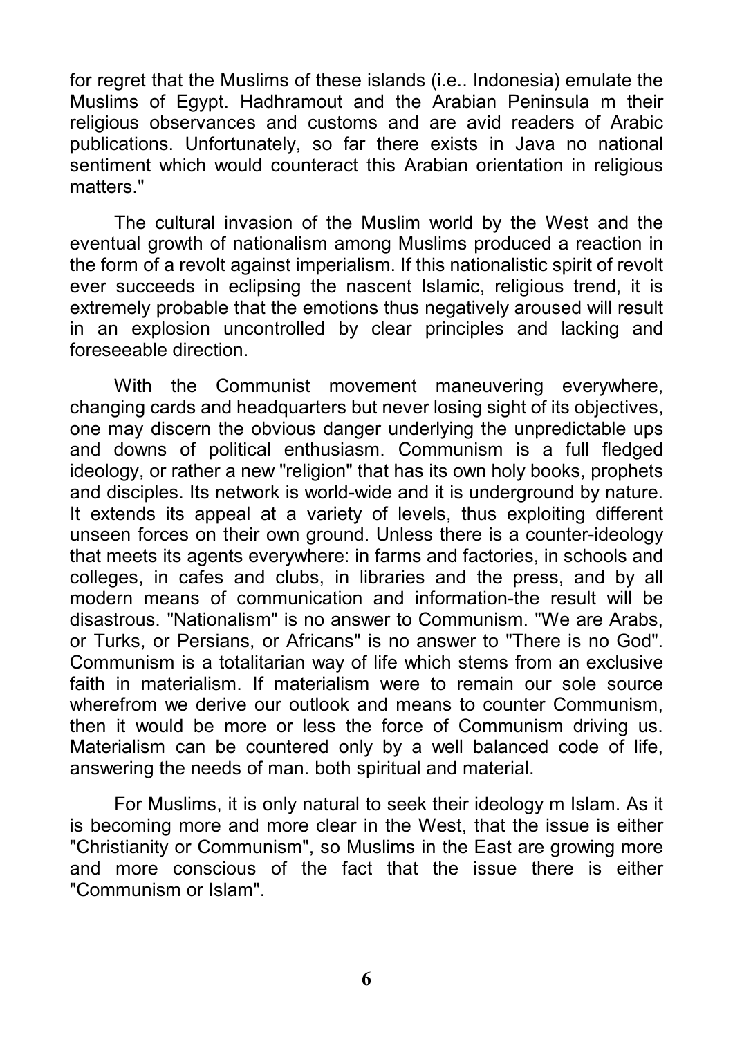for regret that the Muslims of these islands (i.e.. Indonesia) emulate the Muslims of Egypt. Hadhramout and the Arabian Peninsula m their religious observances and customs and are avid readers of Arabic publications. Unfortunately, so far there exists in Java no national sentiment which would counteract this Arabian orientation in religious matters."

The cultural invasion of the Muslim world by the West and the eventual growth of nationalism among Muslims produced a reaction in the form of a revolt against imperialism. If this nationalistic spirit of revolt ever succeeds in eclipsing the nascent Islamic, religious trend, it is extremely probable that the emotions thus negatively aroused will result in an explosion uncontrolled by clear principles and lacking and foreseeable direction.

With the Communist movement maneuvering everywhere, changing cards and headquarters but never losing sight of its objectives, one may discern the obvious danger underlying the unpredictable ups and downs of political enthusiasm. Communism is a full fledged ideology, or rather a new "religion" that has its own holy books, prophets and disciples. Its network is world-wide and it is underground by nature. It extends its appeal at a variety of levels, thus exploiting different unseen forces on their own ground. Unless there is a counter-ideology that meets its agents everywhere: in farms and factories, in schools and colleges, in cafes and clubs, in libraries and the press, and by all modern means of communication and information-the result will be disastrous. "Nationalism" is no answer to Communism. "We are Arabs, or Turks, or Persians, or Africans" is no answer to "There is no God". Communism is a totalitarian way of life which stems from an exclusive faith in materialism. If materialism were to remain our sole source wherefrom we derive our outlook and means to counter Communism, then it would be more or less the force of Communism driving us. Materialism can be countered only by a well balanced code of life, answering the needs of man. both spiritual and material.

For Muslims, it is only natural to seek their ideology m Islam. As it is becoming more and more clear in the West, that the issue is either "Christianity or Communism", so Muslims in the East are growing more and more conscious of the fact that the issue there is either "Communism or Islam".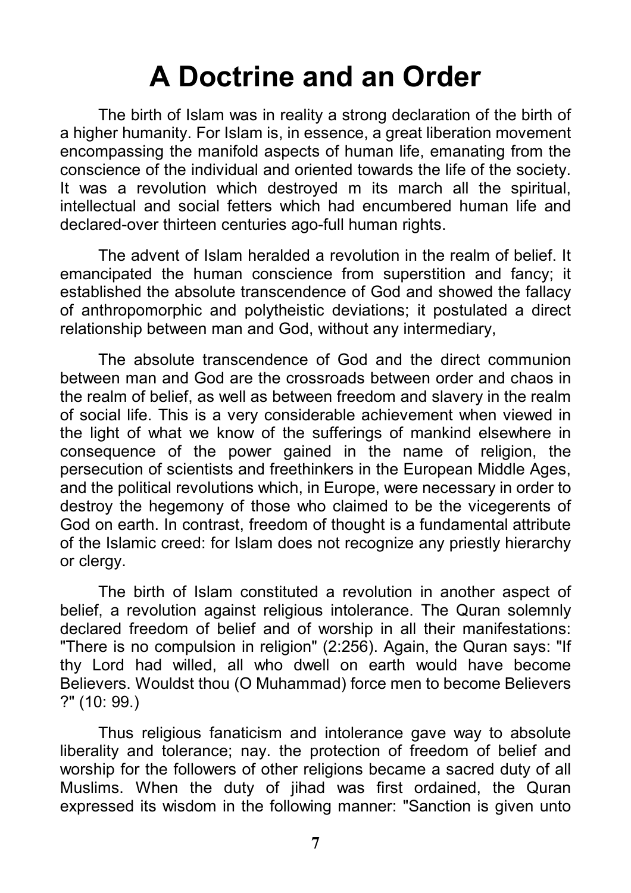# A Doctrine and an Order

The birth of Islam was in reality a strong declaration of the birth of a higher humanity. For Islam is, in essence, a great liberation movement encompassing the manifold aspects of human life, emanating from the conscience of the individual and oriented towards the life of the society. It was a revolution which destroyed m its march all the spiritual, intellectual and social fetters which had encumbered human life and declared-over thirteen centuries ago-full human rights.

The advent of Islam heralded a revolution in the realm of belief. It emancipated the human conscience from superstition and fancy; it established the absolute transcendence of God and showed the fallacy of anthropomorphic and polytheistic deviations; it postulated a direct relationship between man and God, without any intermediary,

The absolute transcendence of God and the direct communion between man and God are the crossroads between order and chaos in the realm of belief, as well as between freedom and slavery in the realm of social life. This is a very considerable achievement when viewed in the light of what we know of the sufferings of mankind elsewhere in consequence of the power gained in the name of religion, the persecution of scientists and freethinkers in the European Middle Ages, and the political revolutions which, in Europe, were necessary in order to destroy the hegemony of those who claimed to be the vicegerents of God on earth. In contrast, freedom of thought is a fundamental attribute of the Islamic creed: for Islam does not recognize any priestly hierarchy or clergy.

The birth of Islam constituted a revolution in another aspect of belief, a revolution against religious intolerance. The Quran solemnly declared freedom of belief and of worship in all their manifestations: "There is no compulsion in religion" (2:256). Again, the Quran says: "If thy Lord had willed, all who dwell on earth would have become Believers. Wouldst thou (O Muhammad) force men to become Believers ?" (10: 99.)

Thus religious fanaticism and intolerance gave way to absolute liberality and tolerance; nay. the protection of freedom of belief and worship for the followers of other religions became a sacred duty of all Muslims. When the duty of jihad was first ordained, the Quran expressed its wisdom in the following manner: "Sanction is given unto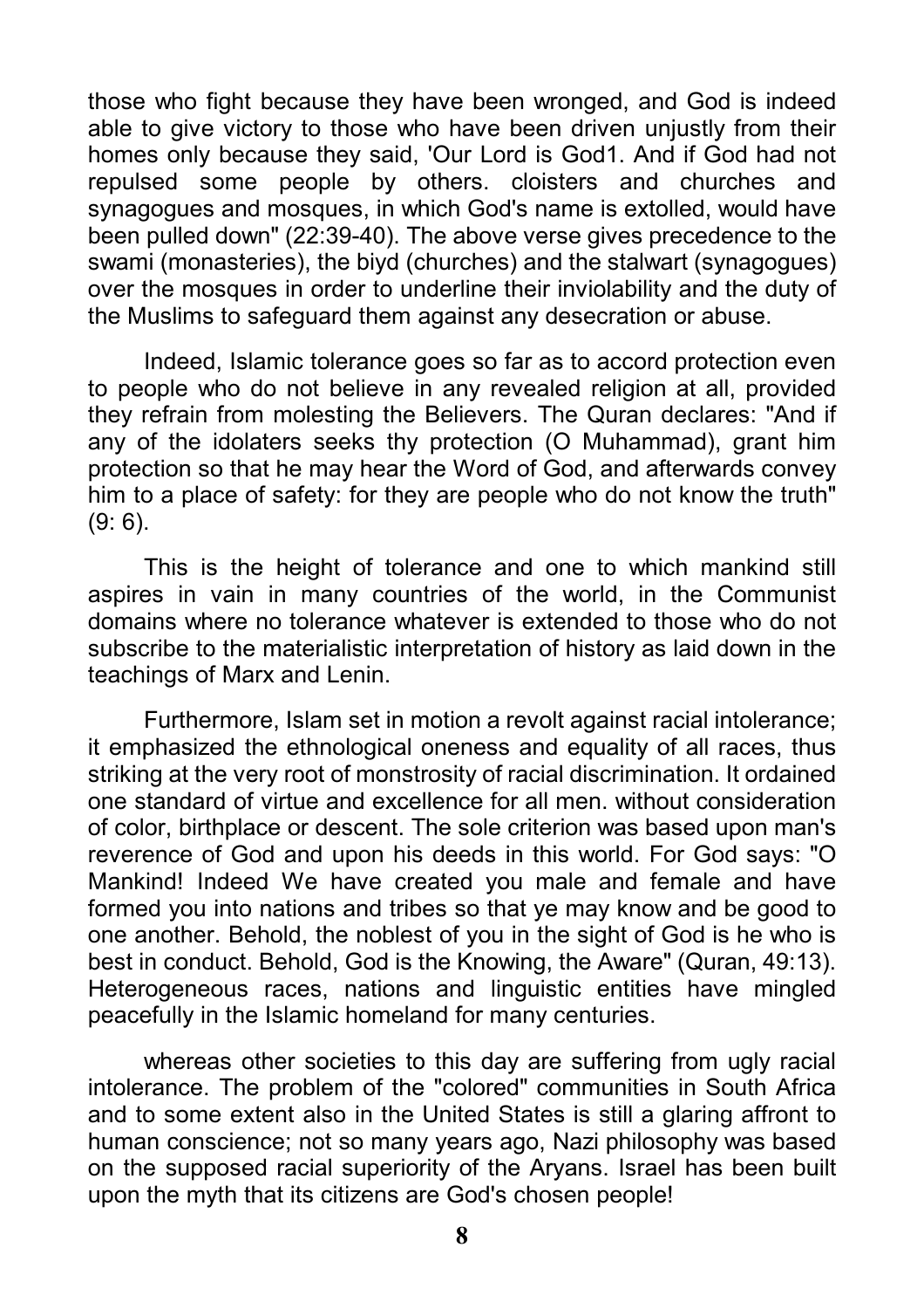those who fight because they have been wronged, and God is indeed able to give victory to those who have been driven unjustly from their homes only because they said, 'Our Lord is God1. And if God had not repulsed some people by others. cloisters and churches and synagogues and mosques, in which God's name is extolled, would have been pulled down" (22:39-40). The above verse gives precedence to the swami (monasteries), the biyd (churches) and the stalwart (synagogues) over the mosques in order to underline their inviolability and the duty of the Muslims to safeguard them against any desecration or abuse.

Indeed, Islamic tolerance goes so far as to accord protection even to people who do not believe in any revealed religion at all, provided they refrain from molesting the Believers. The Quran declares: "And if any of the idolaters seeks thy protection (O Muhammad), grant him protection so that he may hear the Word of God, and afterwards convey him to a place of safety: for they are people who do not know the truth" (9: 6).

This is the height of tolerance and one to which mankind still aspires in vain in many countries of the world, in the Communist domains where no tolerance whatever is extended to those who do not subscribe to the materialistic interpretation of history as laid down in the teachings of Marx and Lenin.

Furthermore, Islam set in motion a revolt against racial intolerance; it emphasized the ethnological oneness and equality of all races, thus striking at the very root of monstrosity of racial discrimination. It ordained one standard of virtue and excellence for all men. without consideration of color, birthplace or descent. The sole criterion was based upon man's reverence of God and upon his deeds in this world. For God says: "O Mankind! Indeed We have created you male and female and have formed you into nations and tribes so that ye may know and be good to one another. Behold, the noblest of you in the sight of God is he who is best in conduct. Behold, God is the Knowing, the Aware" (Quran, 49:13). Heterogeneous races, nations and linguistic entities have mingled peacefully in the Islamic homeland for many centuries.

whereas other societies to this day are suffering from ugly racial intolerance. The problem of the "colored" communities in South Africa and to some extent also in the United States is still a glaring affront to human conscience; not so many years ago, Nazi philosophy was based on the supposed racial superiority of the Aryans. Israel has been built upon the myth that its citizens are God's chosen people!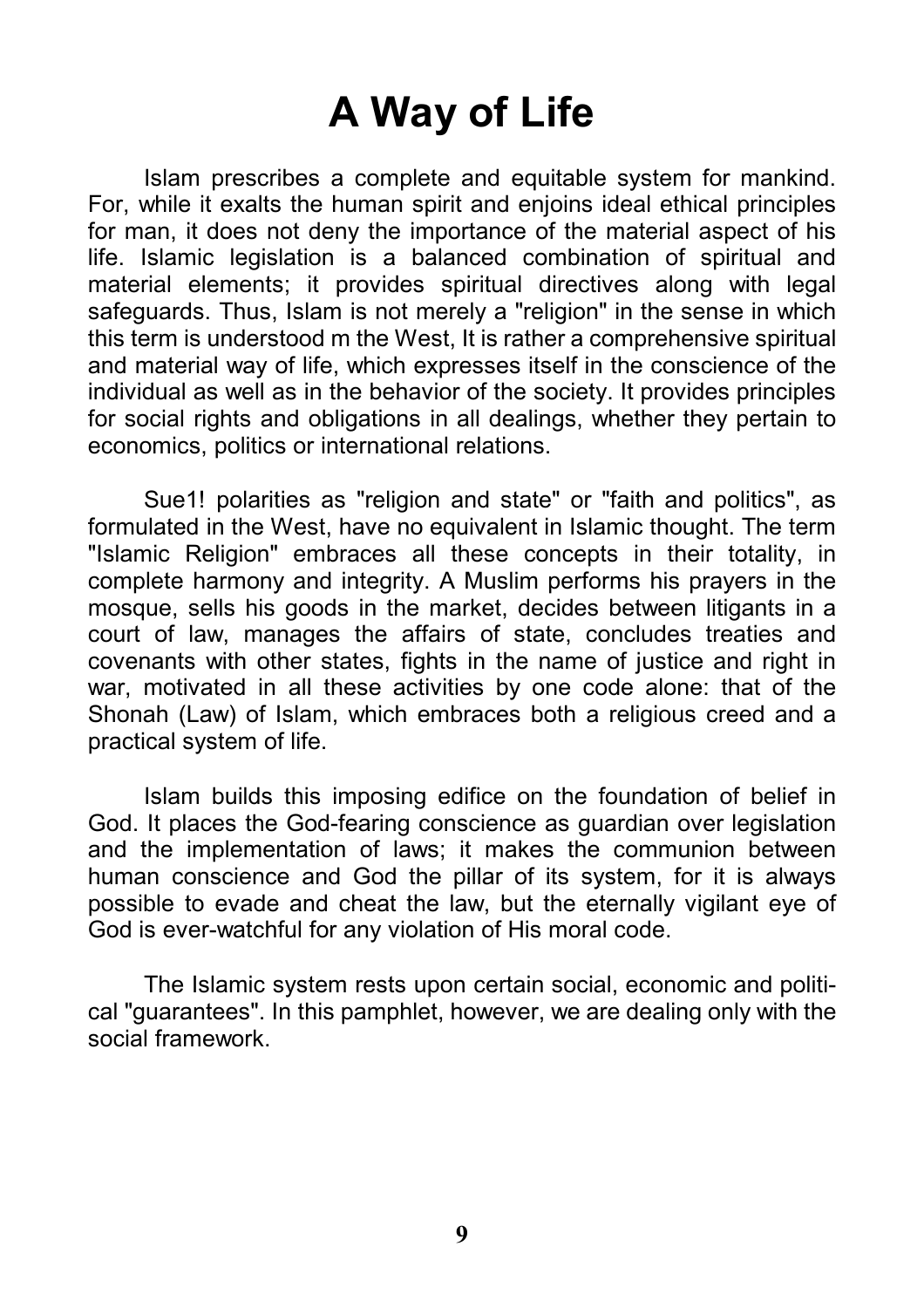# A Way of Life

Islam prescribes a complete and equitable system for mankind. For, while it exalts the human spirit and enjoins ideal ethical principles for man, it does not deny the importance of the material aspect of his life. Islamic legislation is a balanced combination of spiritual and material elements; it provides spiritual directives along with legal safeguards. Thus, Islam is not merely a "religion" in the sense in which this term is understood m the West, It is rather a comprehensive spiritual and material way of life, which expresses itself in the conscience of the individual as well as in the behavior of the society. It provides principles for social rights and obligations in all dealings, whether they pertain to economics, politics or international relations.

Sue1! polarities as "religion and state" or "faith and politics", as formulated in the West, have no equivalent in Islamic thought. The term "Islamic Religion" embraces all these concepts in their totality, in complete harmony and integrity. A Muslim performs his prayers in the mosque, sells his goods in the market, decides between litigants in a court of law, manages the affairs of state, concludes treaties and covenants with other states, fights in the name of justice and right in war, motivated in all these activities by one code alone: that of the Shonah (Law) of Islam, which embraces both a religious creed and a practical system of life.

Islam builds this imposing edifice on the foundation of belief in God. It places the God-fearing conscience as guardian over legislation and the implementation of laws; it makes the communion between human conscience and God the pillar of its system, for it is always possible to evade and cheat the law, but the eternally vigilant eye of God is ever-watchful for any violation of His moral code.

The Islamic system rests upon certain social, economic and political "guarantees". In this pamphlet, however, we are dealing only with the social framework.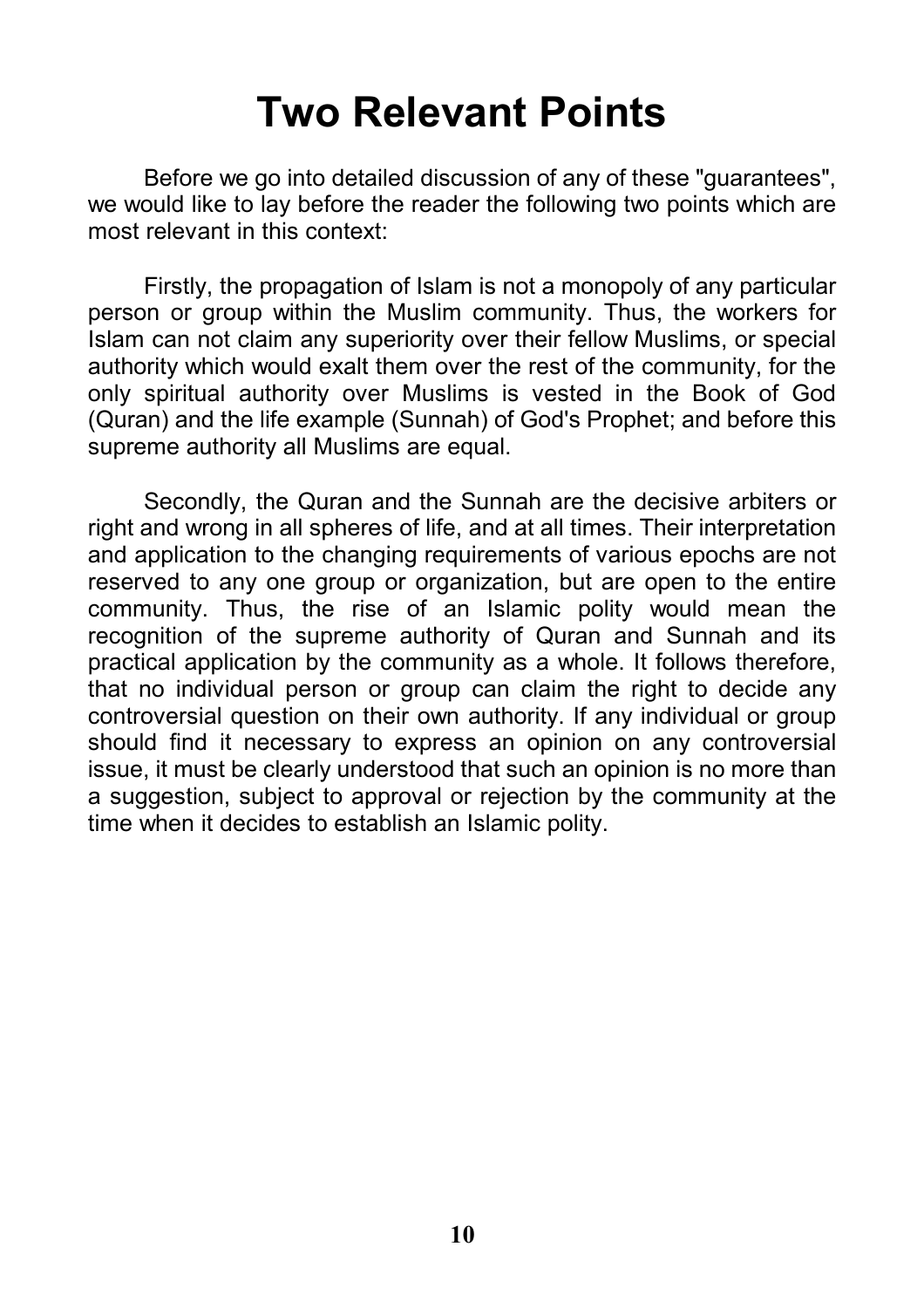# Two Relevant Points

Before we go into detailed discussion of any of these "guarantees", we would like to lay before the reader the following two points which are most relevant in this context:

Firstly, the propagation of Islam is not a monopoly of any particular person or group within the Muslim community. Thus, the workers for Islam can not claim any superiority over their fellow Muslims, or special authority which would exalt them over the rest of the community, for the only spiritual authority over Muslims is vested in the Book of God (Quran) and the life example (Sunnah) of God's Prophet; and before this supreme authority all Muslims are equal.

Secondly, the Quran and the Sunnah are the decisive arbiters or right and wrong in all spheres of life, and at all times. Their interpretation and application to the changing requirements of various epochs are not reserved to any one group or organization, but are open to the entire community. Thus, the rise of an Islamic polity would mean the recognition of the supreme authority of Quran and Sunnah and its practical application by the community as a whole. It follows therefore, that no individual person or group can claim the right to decide any controversial question on their own authority. If any individual or group should find it necessary to express an opinion on any controversial issue, it must be clearly understood that such an opinion is no more than a suggestion, subject to approval or rejection by the community at the time when it decides to establish an Islamic polity.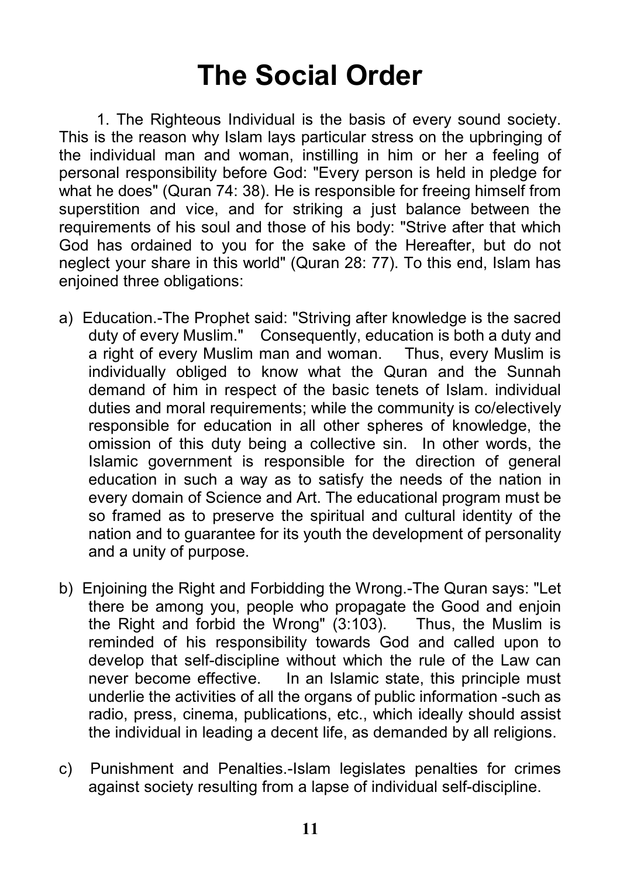# The Social Order

1. The Righteous Individual is the basis of every sound society. This is the reason why Islam lays particular stress on the upbringing of the individual man and woman, instilling in him or her a feeling of personal responsibility before God: "Every person is held in pledge for what he does" (Quran 74: 38). He is responsible for freeing himself from superstition and vice, and for striking a just balance between the requirements of his soul and those of his body: "Strive after that which God has ordained to you for the sake of the Hereafter, but do not neglect your share in this world" (Quran 28: 77). To this end, Islam has enjoined three obligations:

a) Education.-The Prophet said: "Striving after knowledge is the sacred duty of every Muslim." Consequently, education is both a duty and a right of every Muslim man and woman. Thus, every Muslim is individually obliged to know what the Quran and the Sunnah demand of him in respect of the basic tenets of Islam. individual duties and moral requirements; while the community is co/electively responsible for education in all other spheres of knowledge, the omission of this duty being a collective sin. In other words, the Islamic government is responsible for the direction of general education in such a way as to satisfy the needs of the nation in every domain of Science and Art. The educational program must be so framed as to preserve the spiritual and cultural identity of the nation and to guarantee for its youth the development of personality and a unity of purpose.

b) Enjoining the Right and Forbidding the Wrong.-The Quran says: "Let there be among you, people who propagate the Good and enjoin the Right and forbid the Wrong" (3:103). Thus, the Muslim is reminded of his responsibility towards God and called upon to develop that self-discipline without which the rule of the Law can never become effective. In an Islamic state, this principle must underlie the activities of all the organs of public information -such as radio, press, cinema, publications, etc., which ideally should assist the individual in leading a decent life, as demanded by all religions.

c) Punishment and Penalties.-Islam legislates penalties for crimes against society resulting from a lapse of individual self-discipline.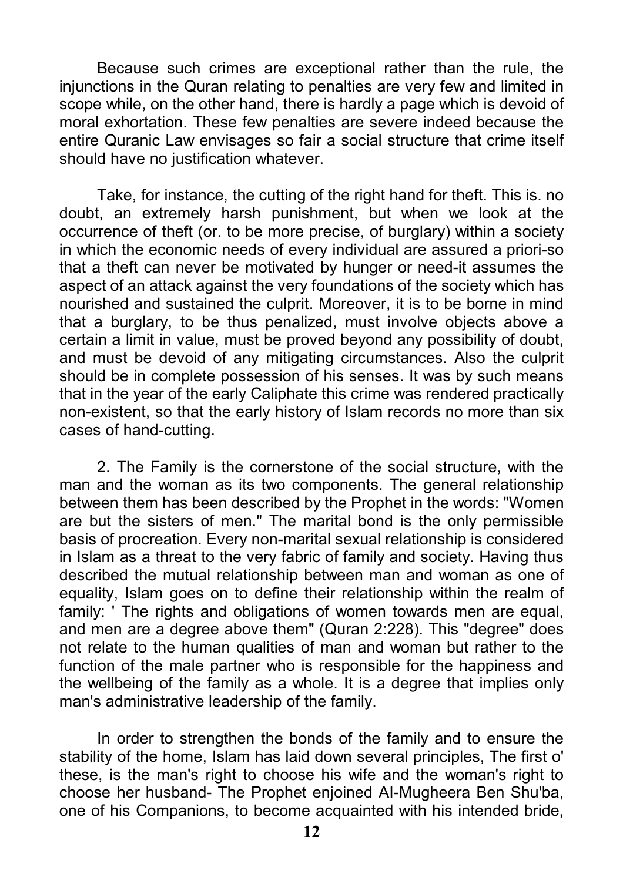Because such crimes are exceptional rather than the rule, the injunctions in the Quran relating to penalties are very few and limited in scope while, on the other hand, there is hardly a page which is devoid of moral exhortation. These few penalties are severe indeed because the entire Quranic Law envisages so fair a social structure that crime itself should have no justification whatever.

Take, for instance, the cutting of the right hand for theft. This is. no doubt, an extremely harsh punishment, but when we look at the occurrence of theft (or. to be more precise, of burglary) within a society in which the economic needs of every individual are assured a priori-so that a theft can never be motivated by hunger or need-it assumes the aspect of an attack against the very foundations of the society which has nourished and sustained the culprit. Moreover, it is to be borne in mind that a burglary, to be thus penalized, must involve objects above a certain a limit in value, must be proved beyond any possibility of doubt, and must be devoid of any mitigating circumstances. Also the culprit should be in complete possession of his senses. It was by such means that in the year of the early Caliphate this crime was rendered practically non-existent, so that the early history of Islam records no more than six cases of hand-cutting.

2. The Family is the cornerstone of the social structure, with the man and the woman as its two components. The general relationship between them has been described by the Prophet in the words: "Women are but the sisters of men." The marital bond is the only permissible basis of procreation. Every non-marital sexual relationship is considered in Islam as a threat to the very fabric of family and society. Having thus described the mutual relationship between man and woman as one of equality, Islam goes on to define their relationship within the realm of family: ' The rights and obligations of women towards men are equal, and men are a degree above them" (Quran 2:228). This "degree" does not relate to the human qualities of man and woman but rather to the function of the male partner who is responsible for the happiness and the wellbeing of the family as a whole. It is a degree that implies only man's administrative leadership of the family.

In order to strengthen the bonds of the family and to ensure the stability of the home, Islam has laid down several principles, The first o' these, is the man's right to choose his wife and the woman's right to choose her husband- The Prophet enjoined Al-Mugheera Ben Shu'ba, one of his Companions, to become acquainted with his intended bride,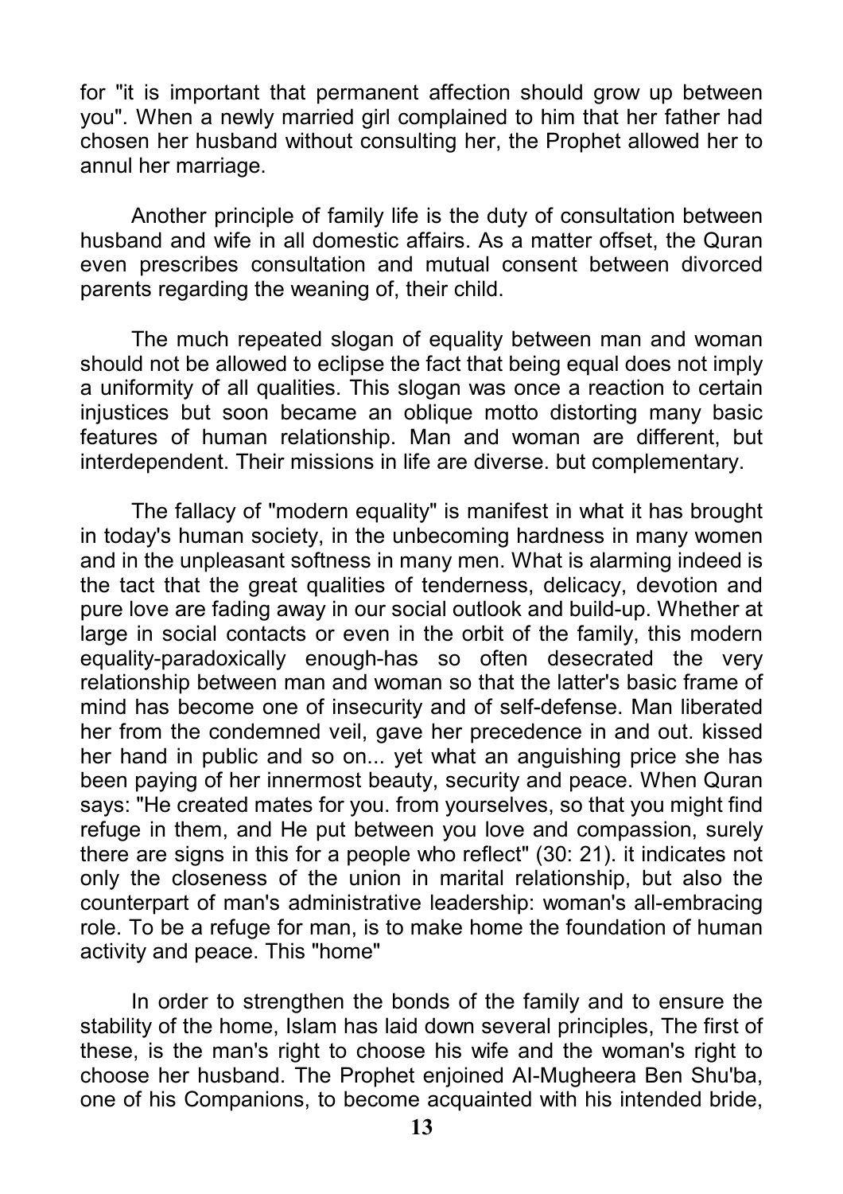for "it is important that permanent affection should grow up between you". When a newly married girl complained to him that her father had chosen her husband without consulting her, the Prophet allowed her to annul her marriage.

Another principle of family life is the duty of consultation between husband and wife in all domestic affairs. As a matter offset, the Quran even prescribes consultation and mutual consent between divorced parents regarding the weaning of, their child.

The much repeated slogan of equality between man and woman should not be allowed to eclipse the fact that being equal does not imply a uniformity of all qualities. This slogan was once a reaction to certain injustices but soon became an oblique motto distorting many basic features of human relationship. Man and woman are different, but interdependent. Their missions in life are diverse. but complementary.

The fallacy of "modern equality" is manifest in what it has brought in today's human society, in the unbecoming hardness in many women and in the unpleasant softness in many men. What is alarming indeed is the tact that the great qualities of tenderness, delicacy, devotion and pure love are fading away in our social outlook and build-up. Whether at large in social contacts or even in the orbit of the family, this modern equality-paradoxically enough-has so often desecrated the very relationship between man and woman so that the latter's basic frame of mind has become one of insecurity and of self-defense. Man liberated her from the condemned veil, gave her precedence in and out. kissed her hand in public and so on... yet what an anguishing price she has been paying of her innermost beauty, security and peace. When Quran says: "He created mates for you. from yourselves, so that you might find refuge in them, and He put between you love and compassion, surely there are signs in this for a people who reflect" (30: 21). it indicates not only the closeness of the union in marital relationship, but also the counterpart of man's administrative leadership: woman's all-embracing role. To be a refuge for man, is to make home the foundation of human activity and peace. This "home"

In order to strengthen the bonds of the family and to ensure the stability of the home, Islam has laid down several principles, The first of these, is the man's right to choose his wife and the woman's right to choose her husband. The Prophet enjoined Al-Mugheera Ben Shu'ba, one of his Companions, to become acquainted with his intended bride,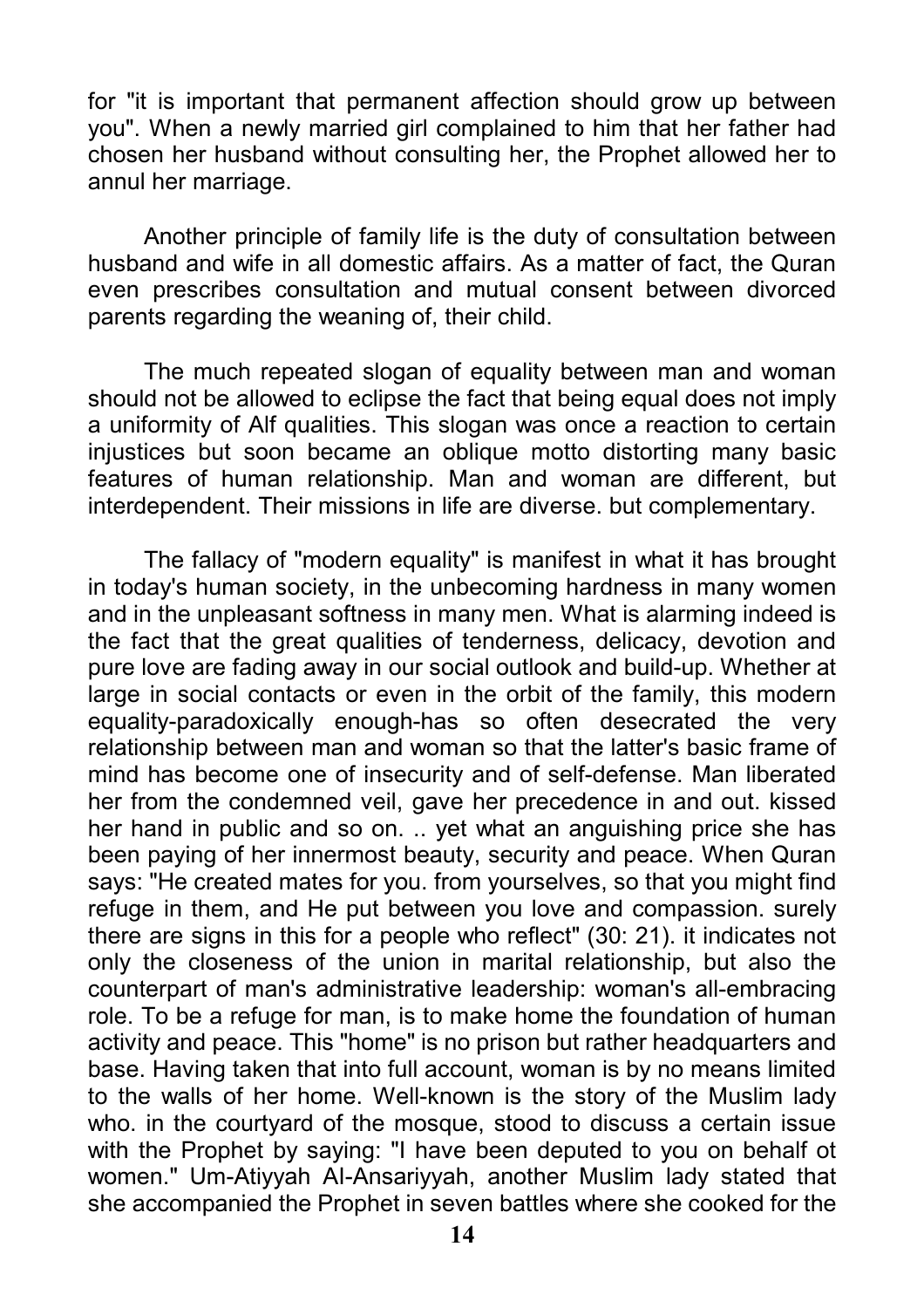for "it is important that permanent affection should grow up between you". When a newly married girl complained to him that her father had chosen her husband without consulting her, the Prophet allowed her to annul her marriage.

Another principle of family life is the duty of consultation between husband and wife in all domestic affairs. As a matter of fact, the Quran even prescribes consultation and mutual consent between divorced parents regarding the weaning of, their child.

The much repeated slogan of equality between man and woman should not be allowed to eclipse the fact that being equal does not imply a uniformity of Alf qualities. This slogan was once a reaction to certain injustices but soon became an oblique motto distorting many basic features of human relationship. Man and woman are different, but interdependent. Their missions in life are diverse. but complementary.

The fallacy of "modern equality" is manifest in what it has brought in today's human society, in the unbecoming hardness in many women and in the unpleasant softness in many men. What is alarming indeed is the fact that the great qualities of tenderness, delicacy, devotion and pure love are fading away in our social outlook and build-up. Whether at large in social contacts or even in the orbit of the family, this modern equality-paradoxically enough-has so often desecrated the very relationship between man and woman so that the latter's basic frame of mind has become one of insecurity and of self-defense. Man liberated her from the condemned veil, gave her precedence in and out. kissed her hand in public and so on. .. yet what an anguishing price she has been paying of her innermost beauty, security and peace. When Quran says: "He created mates for you. from yourselves, so that you might find refuge in them, and He put between you love and compassion. surely there are signs in this for a people who reflect" (30: 21). it indicates not only the closeness of the union in marital relationship, but also the counterpart of man's administrative leadership: woman's all-embracing role. To be a refuge for man, is to make home the foundation of human activity and peace. This "home" is no prison but rather headquarters and base. Having taken that into full account, woman is by no means limited to the walls of her home. Well-known is the story of the Muslim lady who. in the courtyard of the mosque, stood to discuss a certain issue with the Prophet by saying: "I have been deputed to you on behalf ot women." Um-Atiyyah Al-Ansariyyah, another Muslim lady stated that she accompanied the Prophet in seven battles where she cooked for the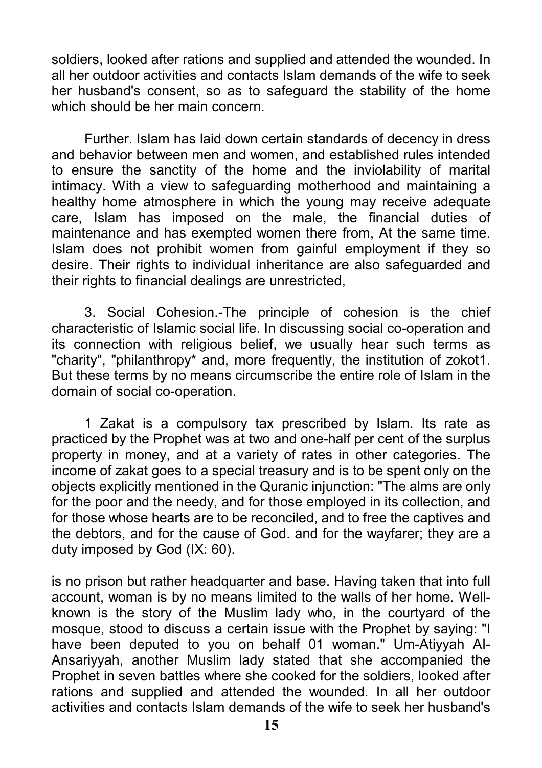soldiers, looked after rations and supplied and attended the wounded. In all her outdoor activities and contacts Islam demands of the wife to seek her husband's consent, so as to safeguard the stability of the home which should be her main concern.

Further. Islam has laid down certain standards of decency in dress and behavior between men and women, and established rules intended to ensure the sanctity of the home and the inviolability of marital intimacy. With a view to safeguarding motherhood and maintaining a healthy home atmosphere in which the young may receive adequate care, Islam has imposed on the male, the financial duties of maintenance and has exempted women there from, At the same time. Islam does not prohibit women from gainful employment if they so desire. Their rights to individual inheritance are also safeguarded and their rights to financial dealings are unrestricted,

3. Social Cohesion.-The principle of cohesion is the chief characteristic of Islamic social life. In discussing social co-operation and its connection with religious belief, we usually hear such terms as "charity", "philanthropy* and, more frequently, the institution of zokot[1]. But these terms by no means circumscribe the entire role of Islam in the domain of social co-operation.

1 Zakat is a compulsory tax prescribed by Islam. Its rate as practiced by the Prophet was at two and one-half per cent of the surplus property in money, and at a variety of rates in other categories. The income of zakat goes to a special treasury and is to be spent only on the objects explicitly mentioned in the Quranic injunction: "The alms are only for the poor and the needy, and for those employed in its collection, and for those whose hearts are to be reconciled, and to free the captives and the debtors, and for the cause of God. and for the wayfarer; they are a duty imposed by God (IX: 60).

is no prison but rather headquarter and base. Having taken that into full account, woman is by no means limited to the walls of her home. Well-known is the story of the Muslim lady who, in the courtyard of the mosque, stood to discuss a certain issue with the Prophet by saying: "I have been deputed to you on behalf 01 woman." Um-Atiyyah Al-Ansariyyah, another Muslim lady stated that she accompanied the Prophet in seven battles where she cooked for the soldiers, looked after rations and supplied and attended the wounded. In all her outdoor activities and contacts Islam demands of the wife to seek her husband's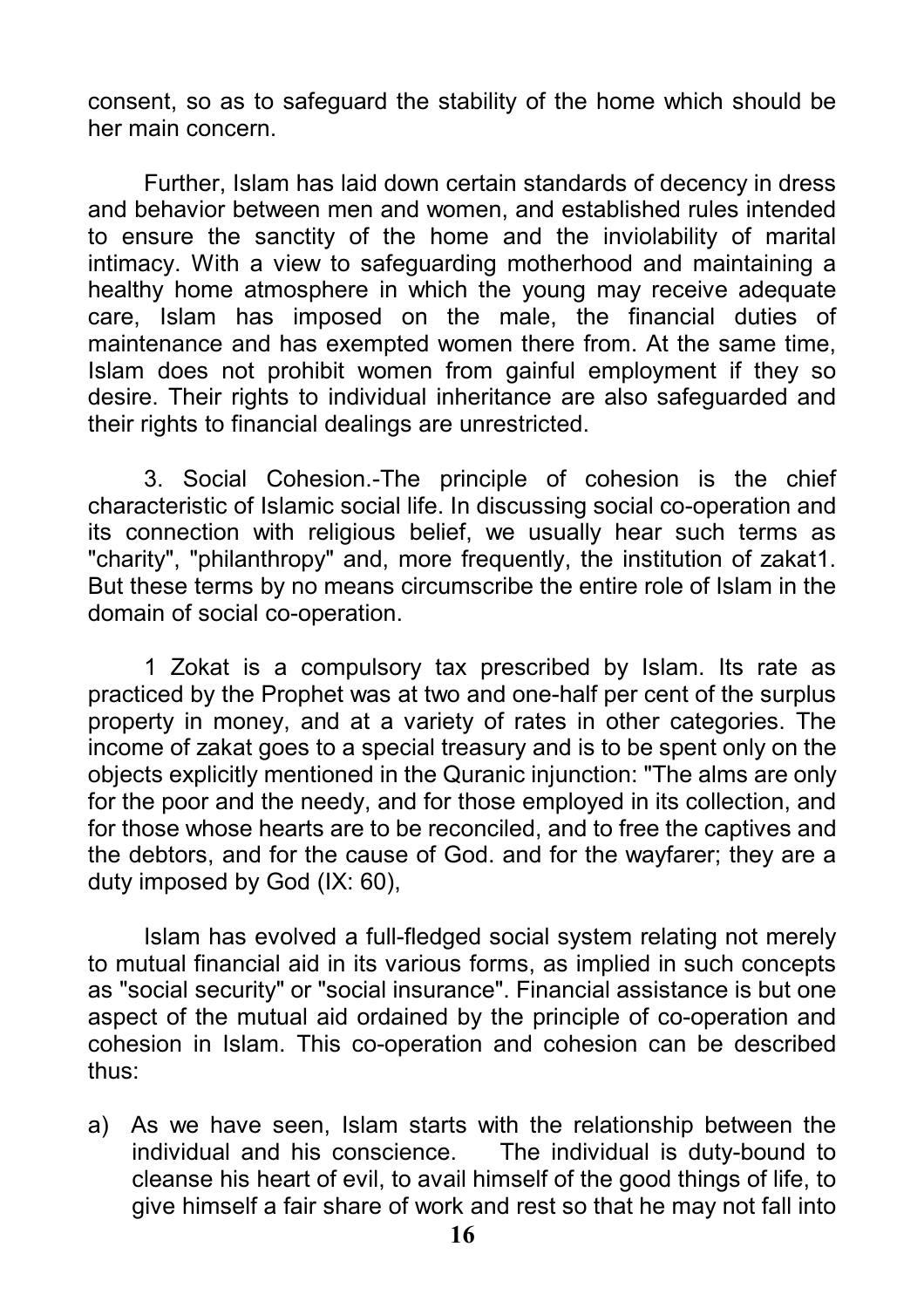consent, so as to safeguard the stability of the home which should be her main concern.

Further, Islam has laid down certain standards of decency in dress and behavior between men and women, and established rules intended to ensure the sanctity of the home and the inviolability of marital intimacy. With a view to safeguarding motherhood and maintaining a healthy home atmosphere in which the young may receive adequate care, Islam has imposed on the male, the financial duties of maintenance and has exempted women there from. At the same time, Islam does not prohibit women from gainful employment if they so desire. Their rights to individual inheritance are also safeguarded and their rights to financial dealings are unrestricted.

3. Social Cohesion.-The principle of cohesion is the chief characteristic of Islamic social life. In discussing social co-operation and its connection with religious belief, we usually hear such terms as "charity", "philanthropy" and, more frequently, the institution of zakat[1]. But these terms by no means circumscribe the entire role of Islam in the domain of social co-operation.

[1] Zokat is a compulsory tax prescribed by Islam. Its rate as practiced by the Prophet was at two and one-half per cent of the surplus property in money, and at a variety of rates in other categories. The income of zakat goes to a special treasury and is to be spent only on the objects explicitly mentioned in the Quranic injunction: "The alms are only for the poor and the needy, and for those employed in its collection, and for those whose hearts are to be reconciled, and to free the captives and the debtors, and for the cause of God. and for the wayfarer; they are a duty imposed by God (IX: 60),

Islam has evolved a full-fledged social system relating not merely to mutual financial aid in its various forms, as implied in such concepts as "social security" or "social insurance". Financial assistance is but one aspect of the mutual aid ordained by the principle of co-operation and cohesion in Islam. This co-operation and cohesion can be described thus:

a) As we have seen, Islam starts with the relationship between the individual and his conscience. The individual is duty-bound to cleanse his heart of evil, to avail himself of the good things of life, to give himself a fair share of work and rest so that he may not fall into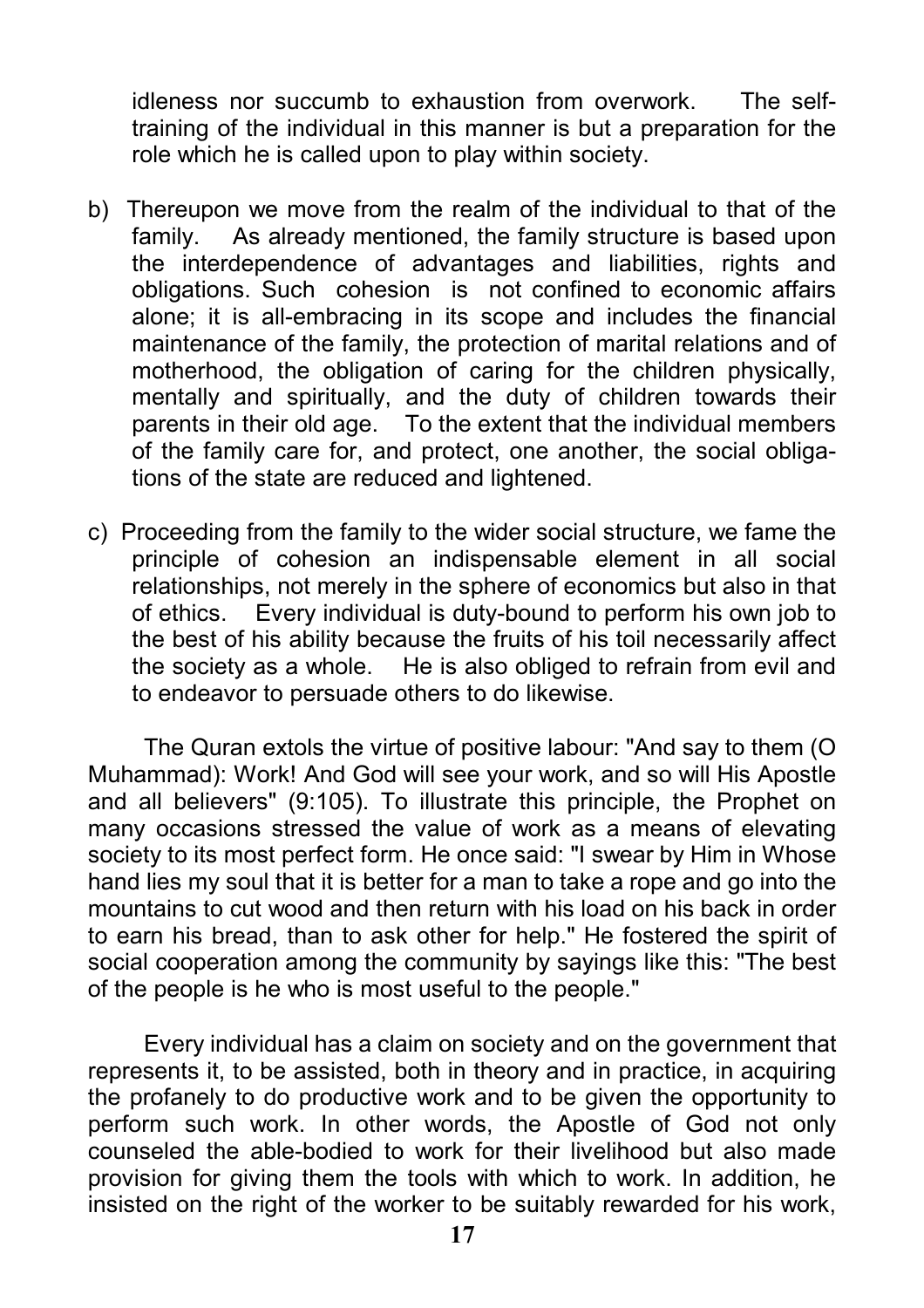idleness nor succumb to exhaustion from overwork. The self-training of the individual in this manner is but a preparation for the role which he is called upon to play within society.

b) Thereupon we move from the realm of the individual to that of the family. As already mentioned, the family structure is based upon the interdependence of advantages and liabilities, rights and obligations. Such cohesion is not confined to economic affairs alone; it is all-embracing in its scope and includes the financial maintenance of the family, the protection of marital relations and of motherhood, the obligation of caring for the children physically, mentally and spiritually, and the duty of children towards their parents in their old age. To the extent that the individual members of the family care for, and protect, one another, the social obligations of the state are reduced and lightened.

c) Proceeding from the family to the wider social structure, we fame the principle of cohesion an indispensable element in all social relationships, not merely in the sphere of economics but also in that of ethics. Every individual is duty-bound to perform his own job to the best of his ability because the fruits of his toil necessarily affect the society as a whole. He is also obliged to refrain from evil and to endeavor to persuade others to do likewise.

The Quran extols the virtue of positive labour: "And say to them (O Muhammad): Work! And God will see your work, and so will His Apostle and all believers" (9:105). To illustrate this principle, the Prophet on many occasions stressed the value of work as a means of elevating society to its most perfect form. He once said: "I swear by Him in Whose hand lies my soul that it is better for a man to take a rope and go into the mountains to cut wood and then return with his load on his back in order to earn his bread, than to ask other for help." He fostered the spirit of social cooperation among the community by sayings like this: "The best of the people is he who is most useful to the people."

Every individual has a claim on society and on the government that represents it, to be assisted, both in theory and in practice, in acquiring the profanely to do productive work and to be given the opportunity to perform such work. In other words, the Apostle of God not only counseled the able-bodied to work for their livelihood but also made provision for giving them the tools with which to work. In addition, he insisted on the right of the worker to be suitably rewarded for his work,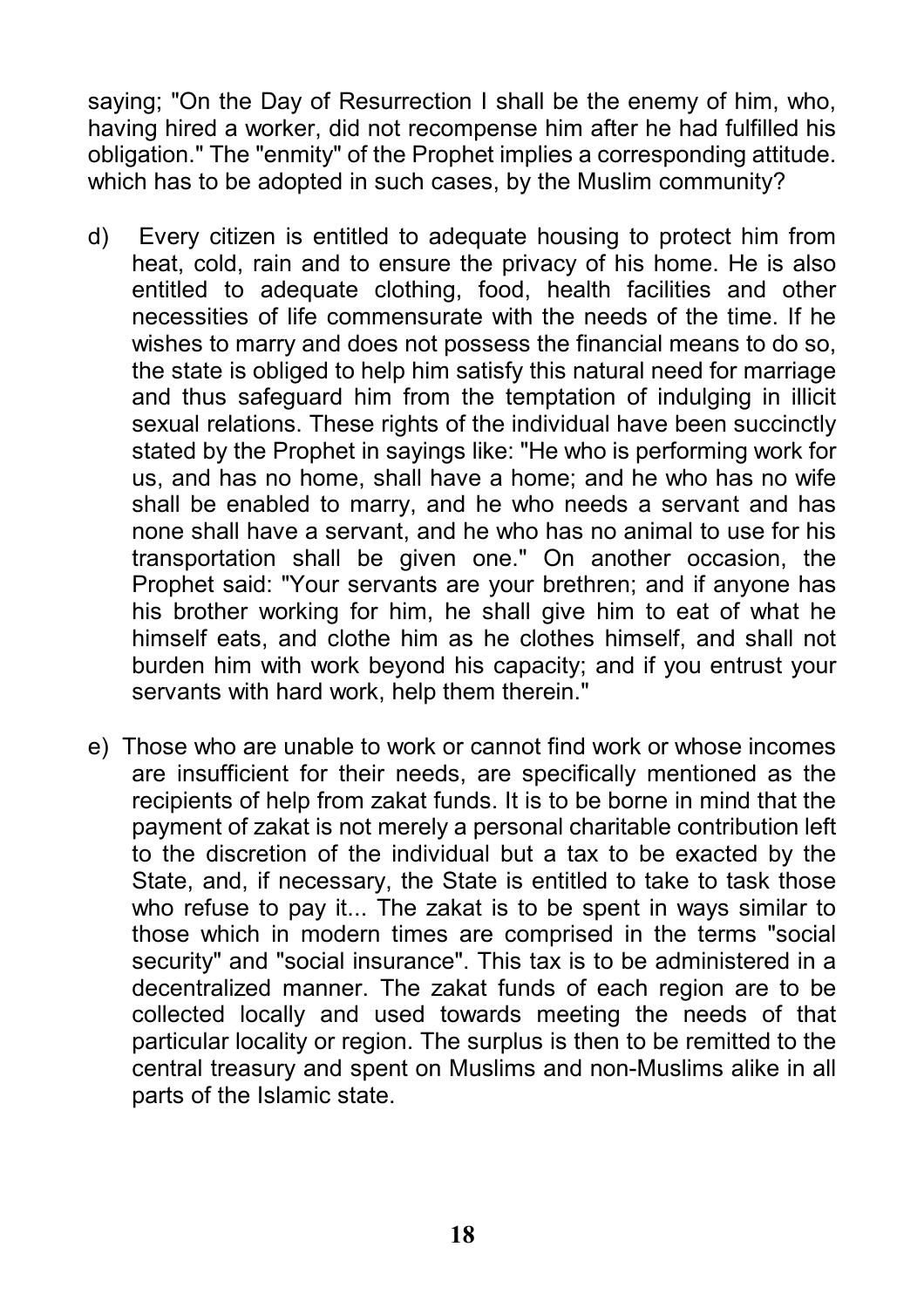saying; "On the Day of Resurrection I shall be the enemy of him, who, having hired a worker, did not recompense him after he had fulfilled his obligation." The "enmity" of the Prophet implies a corresponding attitude. which has to be adopted in such cases, by the Muslim community?

d) Every citizen is entitled to adequate housing to protect him from heat, cold, rain and to ensure the privacy of his home. He is also entitled to adequate clothing, food, health facilities and other necessities of life commensurate with the needs of the time. If he wishes to marry and does not possess the financial means to do so, the state is obliged to help him satisfy this natural need for marriage and thus safeguard him from the temptation of indulging in illicit sexual relations. These rights of the individual have been succinctly stated by the Prophet in sayings like: "He who is performing work for us, and has no home, shall have a home; and he who has no wife shall be enabled to marry, and he who needs a servant and has none shall have a servant, and he who has no animal to use for his transportation shall be given one." On another occasion, the Prophet said: "Your servants are your brethren; and if anyone has his brother working for him, he shall give him to eat of what he himself eats, and clothe him as he clothes himself, and shall not burden him with work beyond his capacity; and if you entrust your servants with hard work, help them therein."

e) Those who are unable to work or cannot find work or whose incomes are insufficient for their needs, are specifically mentioned as the recipients of help from zakat funds. It is to be borne in mind that the payment of zakat is not merely a personal charitable contribution left to the discretion of the individual but a tax to be exacted by the State, and, if necessary, the State is entitled to take to task those who refuse to pay it... The zakat is to be spent in ways similar to those which in modern times are comprised in the terms "social security" and "social insurance". This tax is to be administered in a decentralized manner. The zakat funds of each region are to be collected locally and used towards meeting the needs of that particular locality or region. The surplus is then to be remitted to the central treasury and spent on Muslims and non-Muslims alike in all parts of the Islamic state.